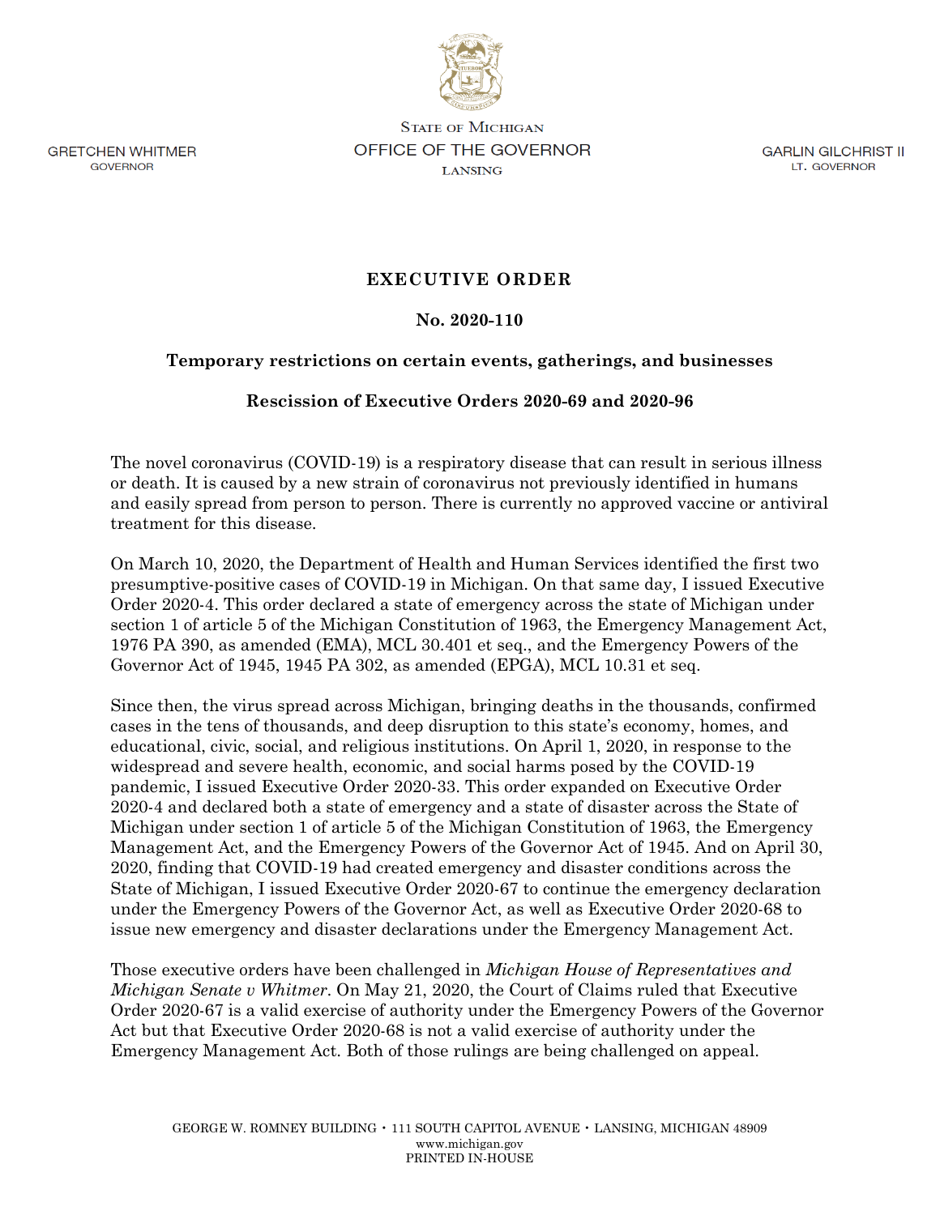GRETCHEN WHITMER
GOVERNOR

STATE OF MICHIGAN
OFFICE OF THE GOVERNOR
LANSING

GARLIN GILCHRIST II
LT. GOVERNOR

# EXECUTIVE ORDER

## No. 2020-110

## Temporary restrictions on certain events, gatherings, and businesses

## Rescission of Executive Orders 2020-69 and 2020-96

The novel coronavirus (COVID-19) is a respiratory disease that can result in serious illness or death. It is caused by a new strain of coronavirus not previously identified in humans and easily spread from person to person. There is currently no approved vaccine or antiviral treatment for this disease.

On March 10, 2020, the Department of Health and Human Services identified the first two presumptive-positive cases of COVID-19 in Michigan. On that same day, I issued Executive Order 2020-4. This order declared a state of emergency across the state of Michigan under section 1 of article 5 of the Michigan Constitution of 1963, the Emergency Management Act, 1976 PA 390, as amended (EMA), MCL 30.401 et seq., and the Emergency Powers of the Governor Act of 1945, 1945 PA 302, as amended (EPGA), MCL 10.31 et seq.

Since then, the virus spread across Michigan, bringing deaths in the thousands, confirmed cases in the tens of thousands, and deep disruption to this state's economy, homes, and educational, civic, social, and religious institutions. On April 1, 2020, in response to the widespread and severe health, economic, and social harms posed by the COVID-19 pandemic, I issued Executive Order 2020-33. This order expanded on Executive Order 2020-4 and declared both a state of emergency and a state of disaster across the State of Michigan under section 1 of article 5 of the Michigan Constitution of 1963, the Emergency Management Act, and the Emergency Powers of the Governor Act of 1945. And on April 30, 2020, finding that COVID-19 had created emergency and disaster conditions across the State of Michigan, I issued Executive Order 2020-67 to continue the emergency declaration under the Emergency Powers of the Governor Act, as well as Executive Order 2020-68 to issue new emergency and disaster declarations under the Emergency Management Act.

Those executive orders have been challenged in *Michigan House of Representatives and Michigan Senate v Whitmer*. On May 21, 2020, the Court of Claims ruled that Executive Order 2020-67 is a valid exercise of authority under the Emergency Powers of the Governor Act but that Executive Order 2020-68 is not a valid exercise of authority under the Emergency Management Act. Both of those rulings are being challenged on appeal.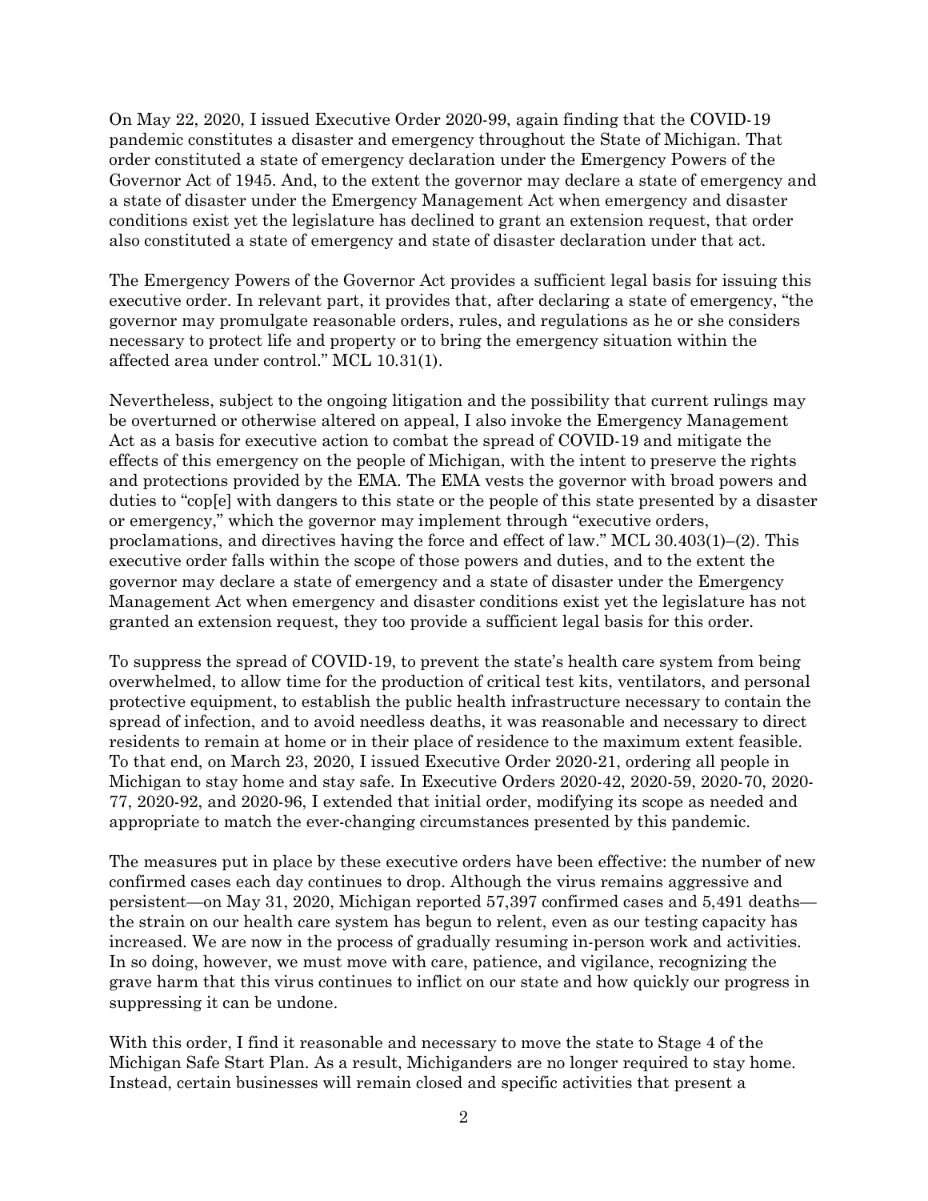On May 22, 2020, I issued Executive Order 2020-99, again finding that the COVID-19 pandemic constitutes a disaster and emergency throughout the State of Michigan. That order constituted a state of emergency declaration under the Emergency Powers of the Governor Act of 1945. And, to the extent the governor may declare a state of emergency and a state of disaster under the Emergency Management Act when emergency and disaster conditions exist yet the legislature has declined to grant an extension request, that order also constituted a state of emergency and state of disaster declaration under that act.

The Emergency Powers of the Governor Act provides a sufficient legal basis for issuing this executive order. In relevant part, it provides that, after declaring a state of emergency, "the governor may promulgate reasonable orders, rules, and regulations as he or she considers necessary to protect life and property or to bring the emergency situation within the affected area under control." MCL 10.31(1).

Nevertheless, subject to the ongoing litigation and the possibility that current rulings may be overturned or otherwise altered on appeal, I also invoke the Emergency Management Act as a basis for executive action to combat the spread of COVID-19 and mitigate the effects of this emergency on the people of Michigan, with the intent to preserve the rights and protections provided by the EMA. The EMA vests the governor with broad powers and duties to "cop[e] with dangers to this state or the people of this state presented by a disaster or emergency," which the governor may implement through "executive orders, proclamations, and directives having the force and effect of law." MCL 30.403(1)–(2). This executive order falls within the scope of those powers and duties, and to the extent the governor may declare a state of emergency and a state of disaster under the Emergency Management Act when emergency and disaster conditions exist yet the legislature has not granted an extension request, they too provide a sufficient legal basis for this order.

To suppress the spread of COVID-19, to prevent the state's health care system from being overwhelmed, to allow time for the production of critical test kits, ventilators, and personal protective equipment, to establish the public health infrastructure necessary to contain the spread of infection, and to avoid needless deaths, it was reasonable and necessary to direct residents to remain at home or in their place of residence to the maximum extent feasible. To that end, on March 23, 2020, I issued Executive Order 2020-21, ordering all people in Michigan to stay home and stay safe. In Executive Orders 2020-42, 2020-59, 2020-70, 2020-77, 2020-92, and 2020-96, I extended that initial order, modifying its scope as needed and appropriate to match the ever-changing circumstances presented by this pandemic.

The measures put in place by these executive orders have been effective: the number of new confirmed cases each day continues to drop. Although the virus remains aggressive and persistent—on May 31, 2020, Michigan reported 57,397 confirmed cases and 5,491 deaths—the strain on our health care system has begun to relent, even as our testing capacity has increased. We are now in the process of gradually resuming in-person work and activities. In so doing, however, we must move with care, patience, and vigilance, recognizing the grave harm that this virus continues to inflict on our state and how quickly our progress in suppressing it can be undone.

With this order, I find it reasonable and necessary to move the state to Stage 4 of the Michigan Safe Start Plan. As a result, Michiganders are no longer required to stay home. Instead, certain businesses will remain closed and specific activities that present a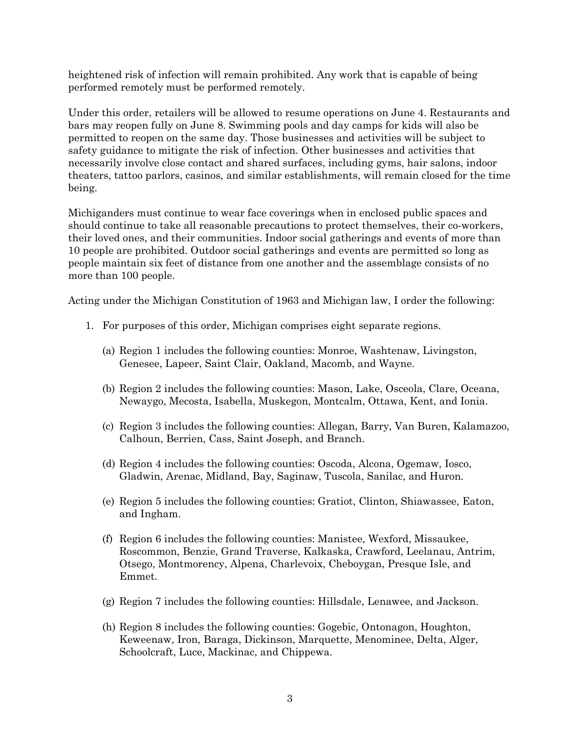heightened risk of infection will remain prohibited. Any work that is capable of being performed remotely must be performed remotely.

Under this order, retailers will be allowed to resume operations on June 4. Restaurants and bars may reopen fully on June 8. Swimming pools and day camps for kids will also be permitted to reopen on the same day. Those businesses and activities will be subject to safety guidance to mitigate the risk of infection. Other businesses and activities that necessarily involve close contact and shared surfaces, including gyms, hair salons, indoor theaters, tattoo parlors, casinos, and similar establishments, will remain closed for the time being.

Michiganders must continue to wear face coverings when in enclosed public spaces and should continue to take all reasonable precautions to protect themselves, their co-workers, their loved ones, and their communities. Indoor social gatherings and events of more than 10 people are prohibited. Outdoor social gatherings and events are permitted so long as people maintain six feet of distance from one another and the assemblage consists of no more than 100 people.

Acting under the Michigan Constitution of 1963 and Michigan law, I order the following:

1. For purposes of this order, Michigan comprises eight separate regions.

   (a) Region 1 includes the following counties: Monroe, Washtenaw, Livingston, Genesee, Lapeer, Saint Clair, Oakland, Macomb, and Wayne.

   (b) Region 2 includes the following counties: Mason, Lake, Osceola, Clare, Oceana, Newaygo, Mecosta, Isabella, Muskegon, Montcalm, Ottawa, Kent, and Ionia.

   (c) Region 3 includes the following counties: Allegan, Barry, Van Buren, Kalamazoo, Calhoun, Berrien, Cass, Saint Joseph, and Branch.

   (d) Region 4 includes the following counties: Oscoda, Alcona, Ogemaw, Iosco, Gladwin, Arenac, Midland, Bay, Saginaw, Tuscola, Sanilac, and Huron.

   (e) Region 5 includes the following counties: Gratiot, Clinton, Shiawassee, Eaton, and Ingham.

   (f) Region 6 includes the following counties: Manistee, Wexford, Missaukee, Roscommon, Benzie, Grand Traverse, Kalkaska, Crawford, Leelanau, Antrim, Otsego, Montmorency, Alpena, Charlevoix, Cheboygan, Presque Isle, and Emmet.

   (g) Region 7 includes the following counties: Hillsdale, Lenawee, and Jackson.

   (h) Region 8 includes the following counties: Gogebic, Ontonagon, Houghton, Keweenaw, Iron, Baraga, Dickinson, Marquette, Menominee, Delta, Alger, Schoolcraft, Luce, Mackinac, and Chippewa.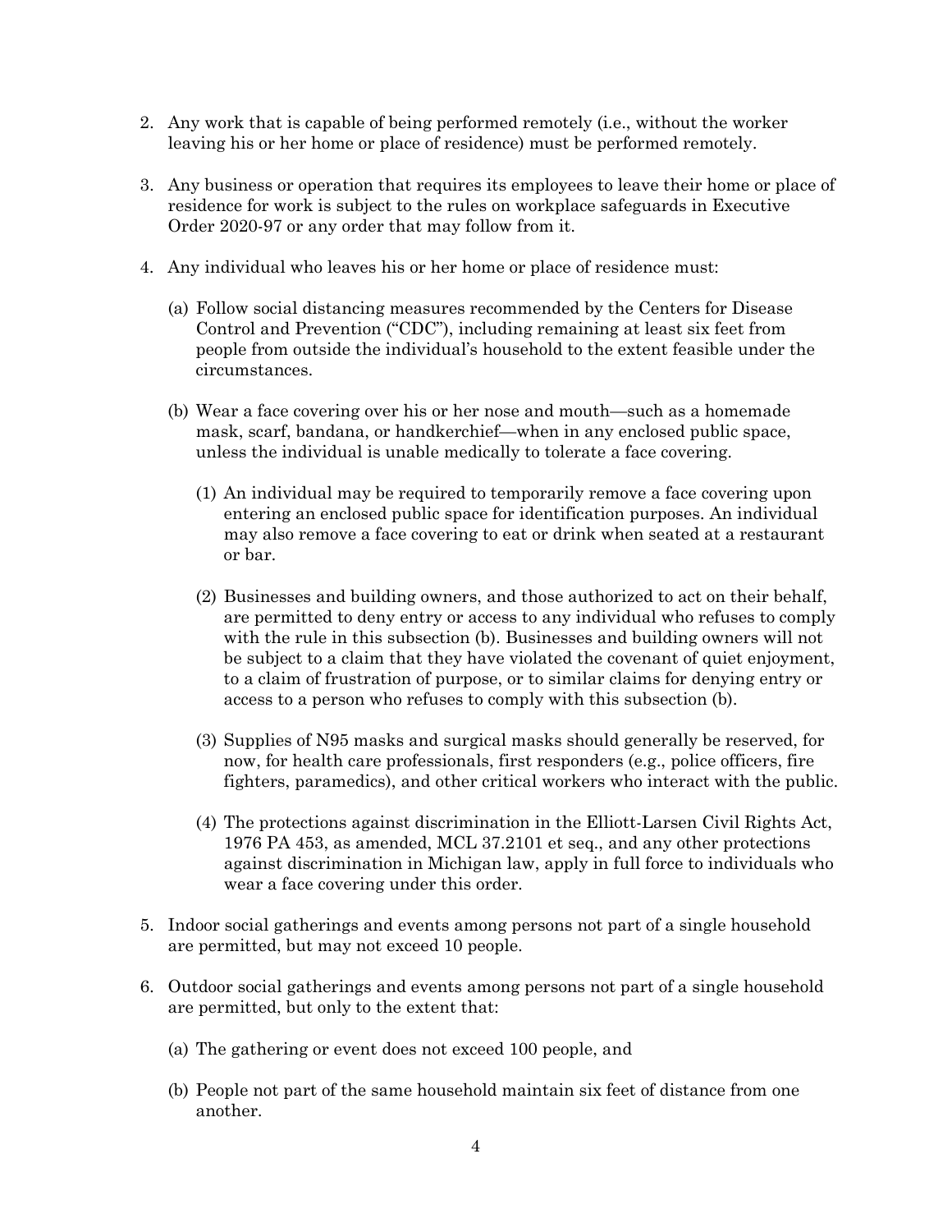2. Any work that is capable of being performed remotely (i.e., without the worker leaving his or her home or place of residence) must be performed remotely.

3. Any business or operation that requires its employees to leave their home or place of residence for work is subject to the rules on workplace safeguards in Executive Order 2020-97 or any order that may follow from it.

4. Any individual who leaves his or her home or place of residence must:

   (a) Follow social distancing measures recommended by the Centers for Disease Control and Prevention ("CDC"), including remaining at least six feet from people from outside the individual's household to the extent feasible under the circumstances.

   (b) Wear a face covering over his or her nose and mouth—such as a homemade mask, scarf, bandana, or handkerchief—when in any enclosed public space, unless the individual is unable medically to tolerate a face covering.

      (1) An individual may be required to temporarily remove a face covering upon entering an enclosed public space for identification purposes. An individual may also remove a face covering to eat or drink when seated at a restaurant or bar.

      (2) Businesses and building owners, and those authorized to act on their behalf, are permitted to deny entry or access to any individual who refuses to comply with the rule in this subsection (b). Businesses and building owners will not be subject to a claim that they have violated the covenant of quiet enjoyment, to a claim of frustration of purpose, or to similar claims for denying entry or access to a person who refuses to comply with this subsection (b).

      (3) Supplies of N95 masks and surgical masks should generally be reserved, for now, for health care professionals, first responders (e.g., police officers, fire fighters, paramedics), and other critical workers who interact with the public.

      (4) The protections against discrimination in the Elliott-Larsen Civil Rights Act, 1976 PA 453, as amended, MCL 37.2101 et seq., and any other protections against discrimination in Michigan law, apply in full force to individuals who wear a face covering under this order.

5. Indoor social gatherings and events among persons not part of a single household are permitted, but may not exceed 10 people.

6. Outdoor social gatherings and events among persons not part of a single household are permitted, but only to the extent that:

   (a) The gathering or event does not exceed 100 people, and

   (b) People not part of the same household maintain six feet of distance from one another.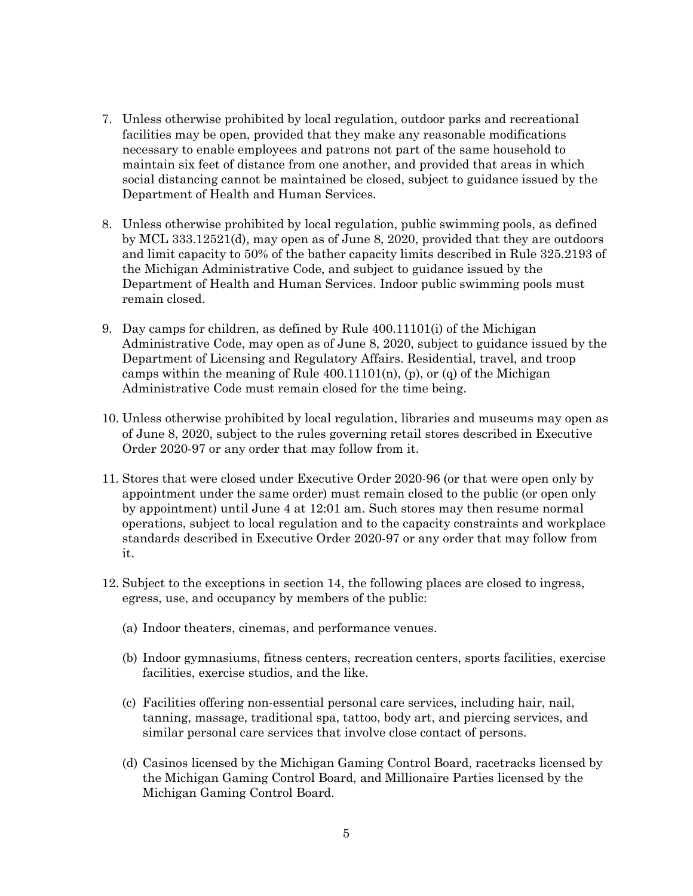7. Unless otherwise prohibited by local regulation, outdoor parks and recreational facilities may be open, provided that they make any reasonable modifications necessary to enable employees and patrons not part of the same household to maintain six feet of distance from one another, and provided that areas in which social distancing cannot be maintained be closed, subject to guidance issued by the Department of Health and Human Services.

8. Unless otherwise prohibited by local regulation, public swimming pools, as defined by MCL 333.12521(d), may open as of June 8, 2020, provided that they are outdoors and limit capacity to 50% of the bather capacity limits described in Rule 325.2193 of the Michigan Administrative Code, and subject to guidance issued by the Department of Health and Human Services. Indoor public swimming pools must remain closed.

9. Day camps for children, as defined by Rule 400.11101(i) of the Michigan Administrative Code, may open as of June 8, 2020, subject to guidance issued by the Department of Licensing and Regulatory Affairs. Residential, travel, and troop camps within the meaning of Rule 400.11101(n), (p), or (q) of the Michigan Administrative Code must remain closed for the time being.

10. Unless otherwise prohibited by local regulation, libraries and museums may open as of June 8, 2020, subject to the rules governing retail stores described in Executive Order 2020-97 or any order that may follow from it.

11. Stores that were closed under Executive Order 2020-96 (or that were open only by appointment under the same order) must remain closed to the public (or open only by appointment) until June 4 at 12:01 am. Such stores may then resume normal operations, subject to local regulation and to the capacity constraints and workplace standards described in Executive Order 2020-97 or any order that may follow from it.

12. Subject to the exceptions in section 14, the following places are closed to ingress, egress, use, and occupancy by members of the public:

    (a) Indoor theaters, cinemas, and performance venues.

    (b) Indoor gymnasiums, fitness centers, recreation centers, sports facilities, exercise facilities, exercise studios, and the like.

    (c) Facilities offering non-essential personal care services, including hair, nail, tanning, massage, traditional spa, tattoo, body art, and piercing services, and similar personal care services that involve close contact of persons.

    (d) Casinos licensed by the Michigan Gaming Control Board, racetracks licensed by the Michigan Gaming Control Board, and Millionaire Parties licensed by the Michigan Gaming Control Board.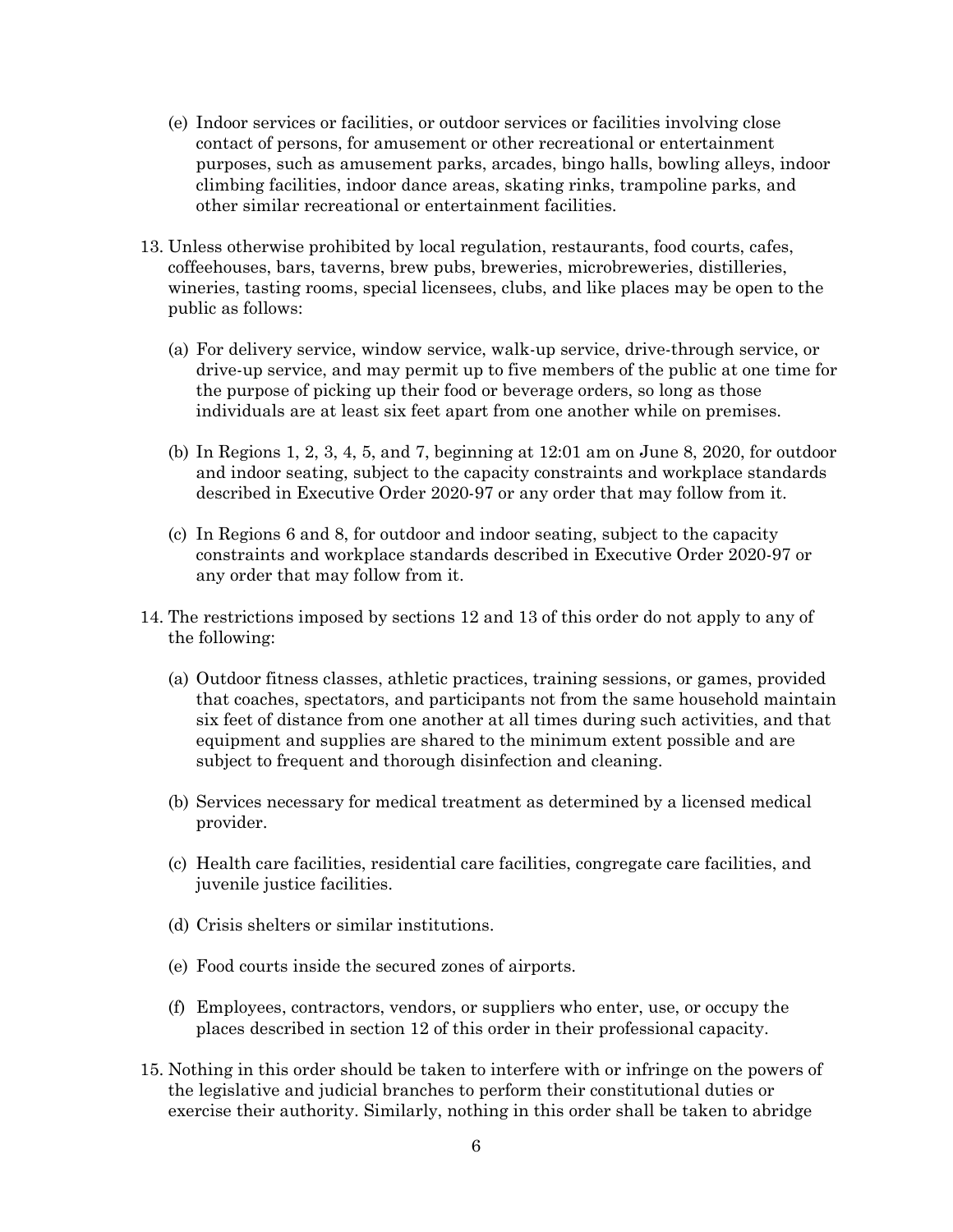(e) Indoor services or facilities, or outdoor services or facilities involving close contact of persons, for amusement or other recreational or entertainment purposes, such as amusement parks, arcades, bingo halls, bowling alleys, indoor climbing facilities, indoor dance areas, skating rinks, trampoline parks, and other similar recreational or entertainment facilities.

13. Unless otherwise prohibited by local regulation, restaurants, food courts, cafes, coffeehouses, bars, taverns, brew pubs, breweries, microbreweries, distilleries, wineries, tasting rooms, special licensees, clubs, and like places may be open to the public as follows:

    (a) For delivery service, window service, walk-up service, drive-through service, or drive-up service, and may permit up to five members of the public at one time for the purpose of picking up their food or beverage orders, so long as those individuals are at least six feet apart from one another while on premises.

    (b) In Regions 1, 2, 3, 4, 5, and 7, beginning at 12:01 am on June 8, 2020, for outdoor and indoor seating, subject to the capacity constraints and workplace standards described in Executive Order 2020-97 or any order that may follow from it.

    (c) In Regions 6 and 8, for outdoor and indoor seating, subject to the capacity constraints and workplace standards described in Executive Order 2020-97 or any order that may follow from it.

14. The restrictions imposed by sections 12 and 13 of this order do not apply to any of the following:

    (a) Outdoor fitness classes, athletic practices, training sessions, or games, provided that coaches, spectators, and participants not from the same household maintain six feet of distance from one another at all times during such activities, and that equipment and supplies are shared to the minimum extent possible and are subject to frequent and thorough disinfection and cleaning.

    (b) Services necessary for medical treatment as determined by a licensed medical provider.

    (c) Health care facilities, residential care facilities, congregate care facilities, and juvenile justice facilities.

    (d) Crisis shelters or similar institutions.

    (e) Food courts inside the secured zones of airports.

    (f) Employees, contractors, vendors, or suppliers who enter, use, or occupy the places described in section 12 of this order in their professional capacity.

15. Nothing in this order should be taken to interfere with or infringe on the powers of the legislative and judicial branches to perform their constitutional duties or exercise their authority. Similarly, nothing in this order shall be taken to abridge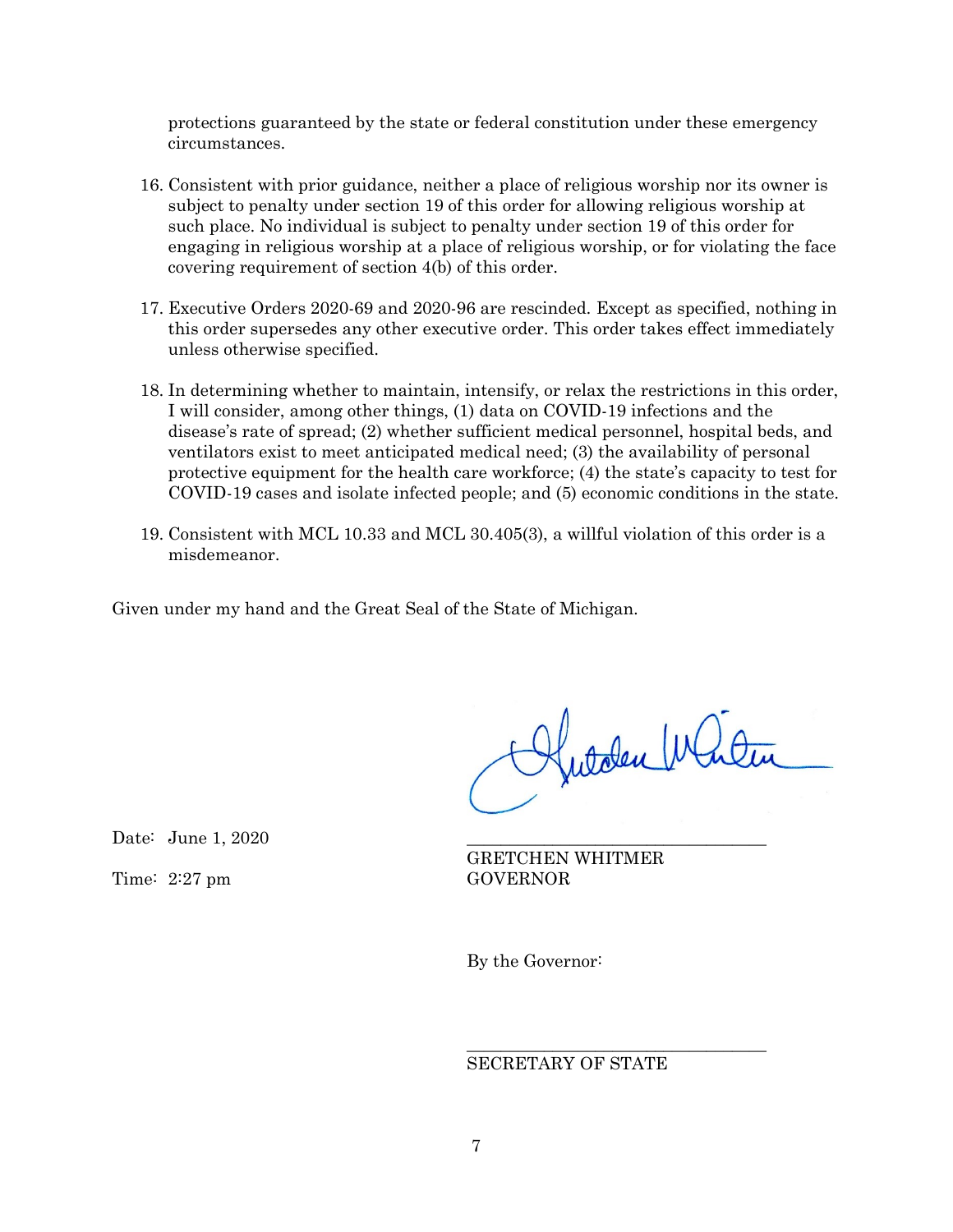protections guaranteed by the state or federal constitution under these emergency circumstances.

16. Consistent with prior guidance, neither a place of religious worship nor its owner is subject to penalty under section 19 of this order for allowing religious worship at such place. No individual is subject to penalty under section 19 of this order for engaging in religious worship at a place of religious worship, or for violating the face covering requirement of section 4(b) of this order.

17. Executive Orders 2020-69 and 2020-96 are rescinded. Except as specified, nothing in this order supersedes any other executive order. This order takes effect immediately unless otherwise specified.

18. In determining whether to maintain, intensify, or relax the restrictions in this order, I will consider, among other things, (1) data on COVID-19 infections and the disease's rate of spread; (2) whether sufficient medical personnel, hospital beds, and ventilators exist to meet anticipated medical need; (3) the availability of personal protective equipment for the health care workforce; (4) the state's capacity to test for COVID-19 cases and isolate infected people; and (5) economic conditions in the state.

19. Consistent with MCL 10.33 and MCL 30.405(3), a willful violation of this order is a misdemeanor.

Given under my hand and the Great Seal of the State of Michigan.

Date: June 1, 2020

Time: 2:27 pm

GRETCHEN WHITMER
GOVERNOR

By the Governor:

SECRETARY OF STATE